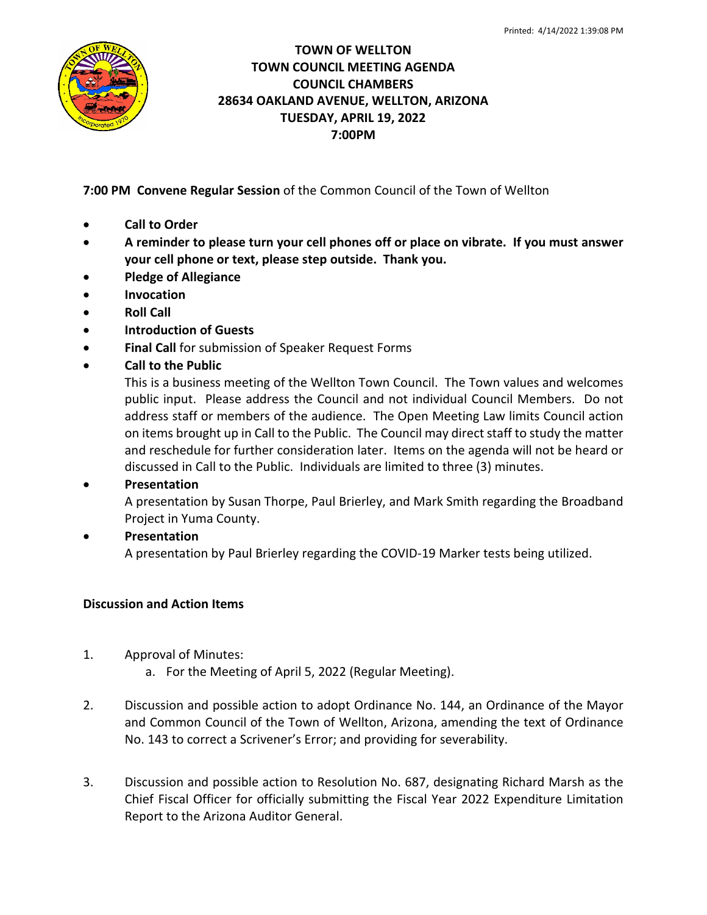# TOWN OF WELLTON
## TOWN COUNCIL MEETING AGENDA
## COUNCIL CHAMBERS
## 28634 OAKLAND AVENUE, WELLTON, ARIZONA
## TUESDAY, APRIL 19, 2022
## 7:00PM

**7:00 PM Convene Regular Session** of the Common Council of the Town of Wellton

- **Call to Order**
- **A reminder to please turn your cell phones off or place on vibrate. If you must answer your cell phone or text, please step outside. Thank you.**
- **Pledge of Allegiance**
- **Invocation**
- **Roll Call**
- **Introduction of Guests**
- **Final Call** for submission of Speaker Request Forms
- **Call to the Public**
  This is a business meeting of the Wellton Town Council. The Town values and welcomes public input. Please address the Council and not individual Council Members. Do not address staff or members of the audience. The Open Meeting Law limits Council action on items brought up in Call to the Public. The Council may direct staff to study the matter and reschedule for further consideration later. Items on the agenda will not be heard or discussed in Call to the Public. Individuals are limited to three (3) minutes.
- **Presentation**
  A presentation by Susan Thorpe, Paul Brierley, and Mark Smith regarding the Broadband Project in Yuma County.
- **Presentation**
  A presentation by Paul Brierley regarding the COVID-19 Marker tests being utilized.

**Discussion and Action Items**

1. Approval of Minutes:
   a. For the Meeting of April 5, 2022 (Regular Meeting).

2. Discussion and possible action to adopt Ordinance No. 144, an Ordinance of the Mayor and Common Council of the Town of Wellton, Arizona, amending the text of Ordinance No. 143 to correct a Scrivener's Error; and providing for severability.

3. Discussion and possible action to Resolution No. 687, designating Richard Marsh as the Chief Fiscal Officer for officially submitting the Fiscal Year 2022 Expenditure Limitation Report to the Arizona Auditor General.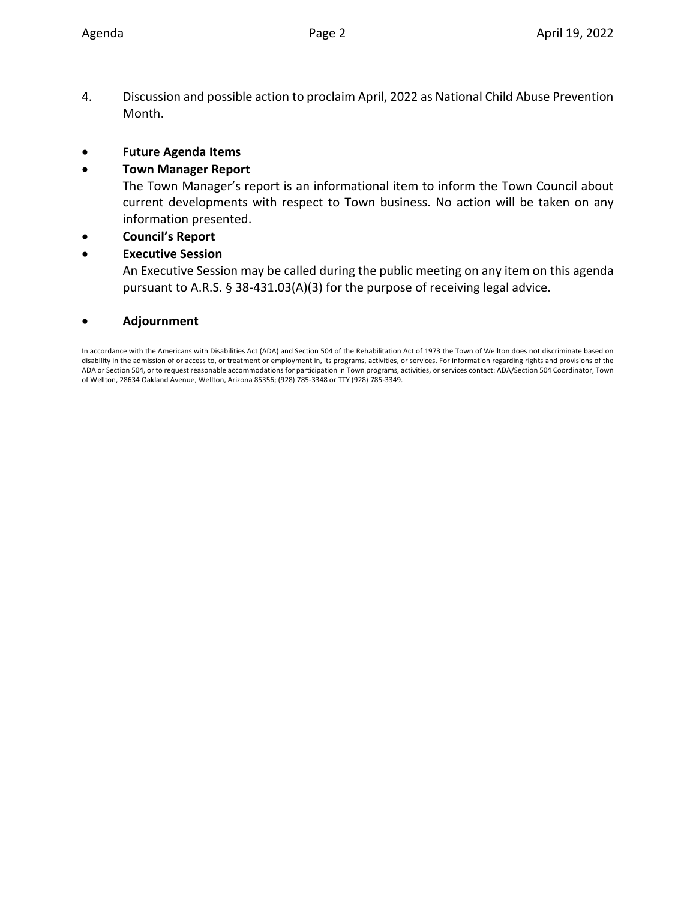4. Discussion and possible action to proclaim April, 2022 as National Child Abuse Prevention Month.

- **Future Agenda Items**
- **Town Manager Report**

  The Town Manager's report is an informational item to inform the Town Council about current developments with respect to Town business. No action will be taken on any information presented.
- **Council's Report**
- **Executive Session**

  An Executive Session may be called during the public meeting on any item on this agenda pursuant to A.R.S. § 38-431.03(A)(3) for the purpose of receiving legal advice.

- **Adjournment**

In accordance with the Americans with Disabilities Act (ADA) and Section 504 of the Rehabilitation Act of 1973 the Town of Wellton does not discriminate based on disability in the admission of or access to, or treatment or employment in, its programs, activities, or services. For information regarding rights and provisions of the ADA or Section 504, or to request reasonable accommodations for participation in Town programs, activities, or services contact: ADA/Section 504 Coordinator, Town of Wellton, 28634 Oakland Avenue, Wellton, Arizona 85356; (928) 785-3348 or TTY (928) 785-3349.